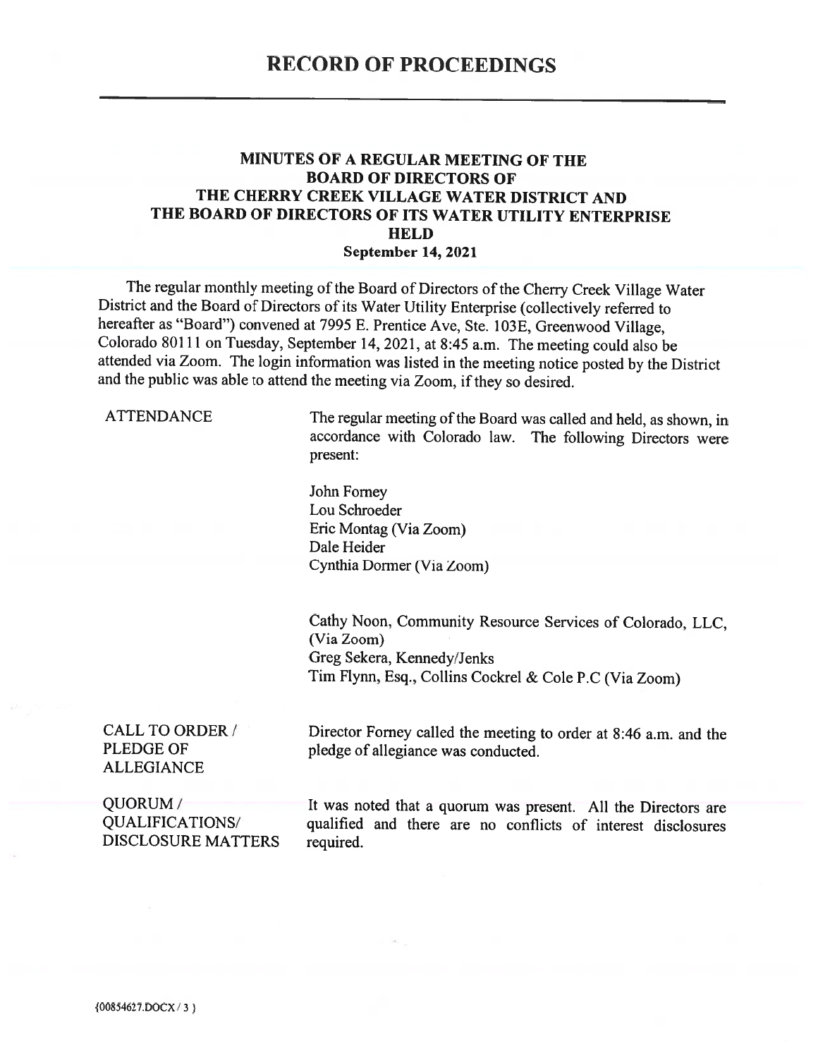# RECORD OF PROCEEDINGS

## MINUTES OF A REGULAR MEETING OF THE BOARD OF DIRECTORS OF THE CHERRY CREEK VILLAGE WATER DISTRICT AND THE BOARD OF DIRECTORS OF ITS WATER UTILITY ENTERPRISE HELD September 14, 2021

The regular monthly meeting of the Board of Directors of the Cherry Creek Village Water District and the Board of Directors of its Water Utility Enterprise (collectively referred to hereafter as "Board") convened at 7995 E. Prentice Ave, Ste. 103E, Greenwood Village, Colorado 80111 on Tuesday, September 14, 2021, at 8:45 a.m. The meeting could also be attended via Zoom. The login information was listed in the meeting notice posted by the District and the public was able to attend the meeting via Zoom, if they so desired.

**ATTENDANCE**

The regular meeting of the Board was called and held, as shown, in accordance with Colorado law. The following Directors were present:

John Forney
Lou Schroeder
Eric Montag (Via Zoom)
Dale Heider
Cynthia Dormer (Via Zoom)

Cathy Noon, Community Resource Services of Colorado, LLC, (Via Zoom)
Greg Sekera, Kennedy/Jenks
Tim Flynn, Esq., Collins Cockrel & Cole P.C (Via Zoom)

**CALL TO ORDER / PLEDGE OF ALLEGIANCE**

Director Forney called the meeting to order at 8:46 a.m. and the pledge of allegiance was conducted.

**QUORUM / QUALIFICATIONS/ DISCLOSURE MATTERS**

It was noted that a quorum was present. All the Directors are qualified and there are no conflicts of interest disclosures required.

{00854627.DOCX / 3 }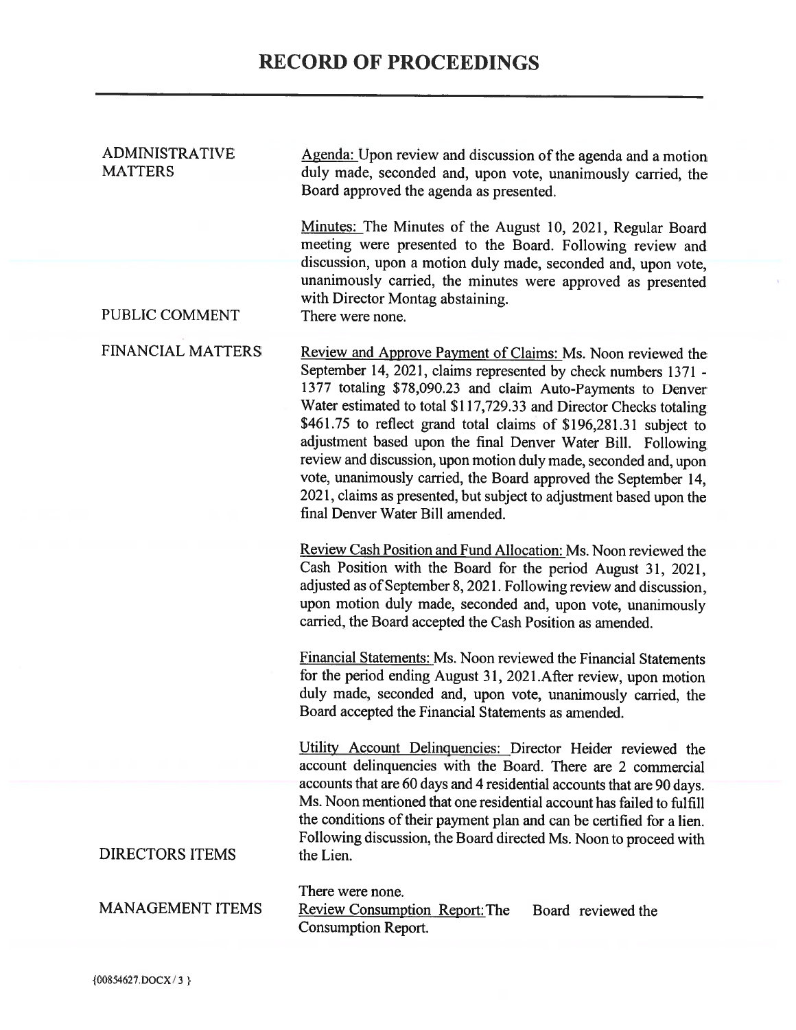# RECORD OF PROCEEDINGS

**ADMINISTRATIVE MATTERS**

Agenda: Upon review and discussion of the agenda and a motion duly made, seconded and, upon vote, unanimously carried, the Board approved the agenda as presented.

Minutes: The Minutes of the August 10, 2021, Regular Board meeting were presented to the Board. Following review and discussion, upon a motion duly made, seconded and, upon vote, unanimously carried, the minutes were approved as presented with Director Montag abstaining.

**PUBLIC COMMENT**

There were none.

**FINANCIAL MATTERS**

Review and Approve Payment of Claims: Ms. Noon reviewed the September 14, 2021, claims represented by check numbers 1371 - 1377 totaling $78,090.23 and claim Auto-Payments to Denver Water estimated to total $117,729.33 and Director Checks totaling $461.75 to reflect grand total claims of $196,281.31 subject to adjustment based upon the final Denver Water Bill. Following review and discussion, upon motion duly made, seconded and, upon vote, unanimously carried, the Board approved the September 14, 2021, claims as presented, but subject to adjustment based upon the final Denver Water Bill amended.

Review Cash Position and Fund Allocation: Ms. Noon reviewed the Cash Position with the Board for the period August 31, 2021, adjusted as of September 8, 2021. Following review and discussion, upon motion duly made, seconded and, upon vote, unanimously carried, the Board accepted the Cash Position as amended.

Financial Statements: Ms. Noon reviewed the Financial Statements for the period ending August 31, 2021.After review, upon motion duly made, seconded and, upon vote, unanimously carried, the Board accepted the Financial Statements as amended.

Utility Account Delinquencies: Director Heider reviewed the account delinquencies with the Board. There are 2 commercial accounts that are 60 days and 4 residential accounts that are 90 days. Ms. Noon mentioned that one residential account has failed to fulfill the conditions of their payment plan and can be certified for a lien. Following discussion, the Board directed Ms. Noon to proceed with the Lien.

**DIRECTORS ITEMS**

There were none.

**MANAGEMENT ITEMS**

Review Consumption Report: The Board reviewed the Consumption Report.

{00854627.DOCX / 3 }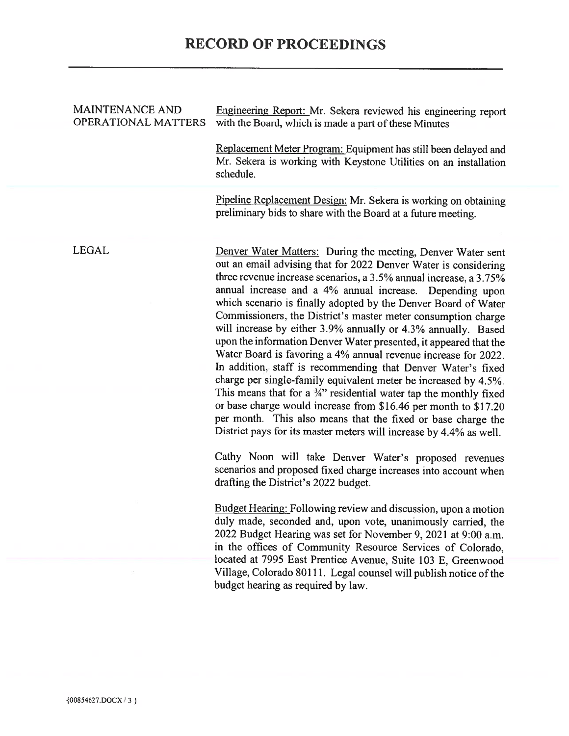# RECORD OF PROCEEDINGS

MAINTENANCE AND OPERATIONAL MATTERS

Engineering Report: Mr. Sekera reviewed his engineering report with the Board, which is made a part of these Minutes

Replacement Meter Program: Equipment has still been delayed and Mr. Sekera is working with Keystone Utilities on an installation schedule.

Pipeline Replacement Design: Mr. Sekera is working on obtaining preliminary bids to share with the Board at a future meeting.

LEGAL

Denver Water Matters: During the meeting, Denver Water sent out an email advising that for 2022 Denver Water is considering three revenue increase scenarios, a 3.5% annual increase, a 3.75% annual increase and a 4% annual increase. Depending upon which scenario is finally adopted by the Denver Board of Water Commissioners, the District's master meter consumption charge will increase by either 3.9% annually or 4.3% annually. Based upon the information Denver Water presented, it appeared that the Water Board is favoring a 4% annual revenue increase for 2022. In addition, staff is recommending that Denver Water's fixed charge per single-family equivalent meter be increased by 4.5%. This means that for a ¾" residential water tap the monthly fixed or base charge would increase from $16.46 per month to $17.20 per month. This also means that the fixed or base charge the District pays for its master meters will increase by 4.4% as well.

Cathy Noon will take Denver Water's proposed revenues scenarios and proposed fixed charge increases into account when drafting the District's 2022 budget.

Budget Hearing: Following review and discussion, upon a motion duly made, seconded and, upon vote, unanimously carried, the 2022 Budget Hearing was set for November 9, 2021 at 9:00 a.m. in the offices of Community Resource Services of Colorado, located at 7995 East Prentice Avenue, Suite 103 E, Greenwood Village, Colorado 80111. Legal counsel will publish notice of the budget hearing as required by law.

{00854627.DOCX / 3 }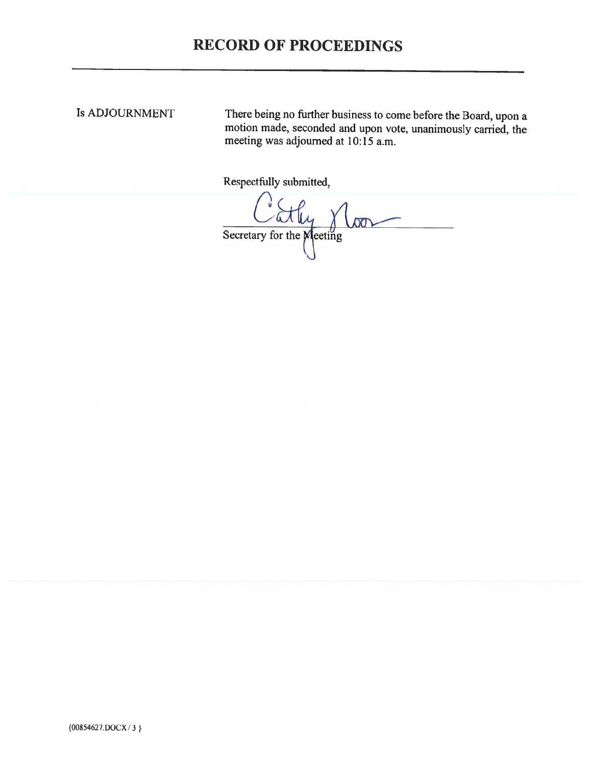# RECORD OF PROCEEDINGS

Is ADJOURNMENT

There being no further business to come before the Board, upon a motion made, seconded and upon vote, unanimously carried, the meeting was adjourned at 10:15 a.m.

Respectfully submitted,

Cathy Noon

Secretary for the Meeting

{00854627.DOCX / 3 }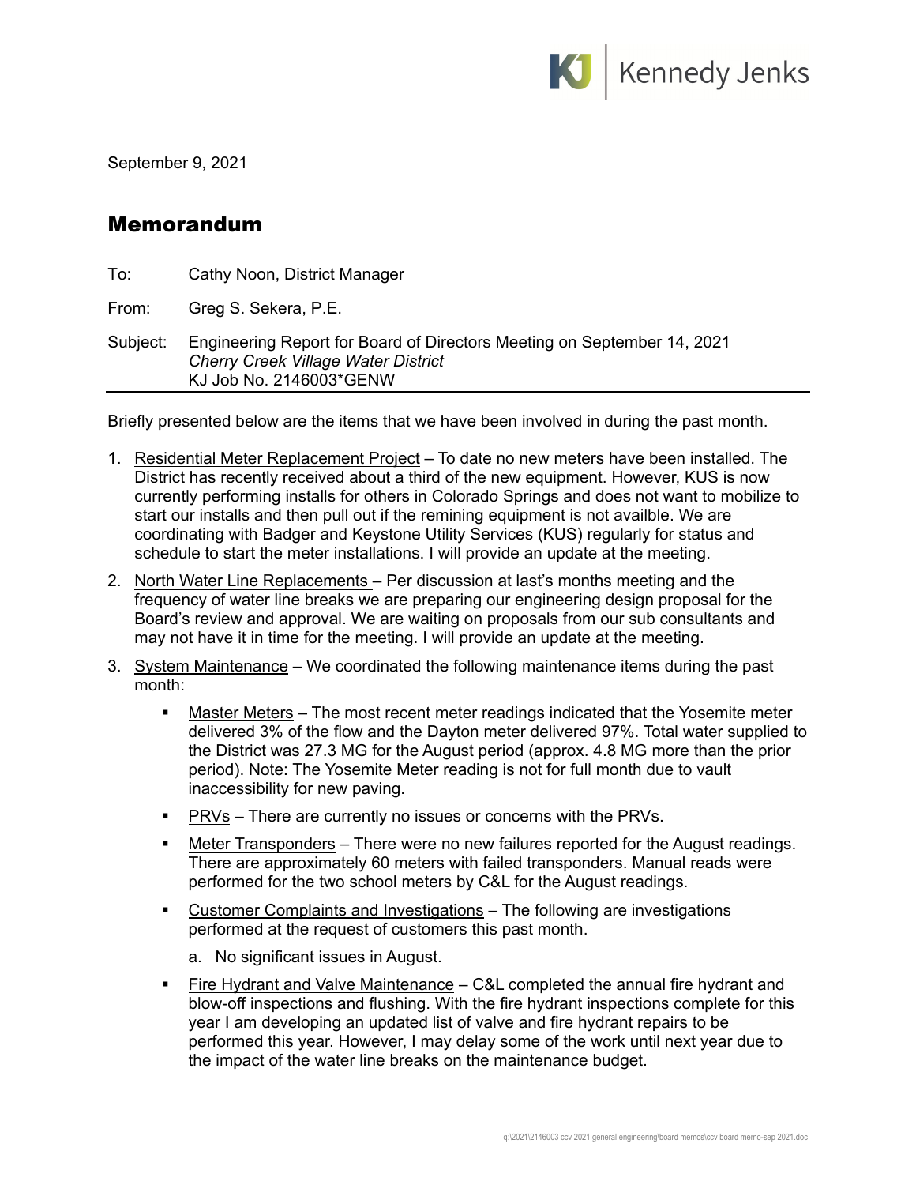Kennedy Jenks

September 9, 2021

# Memorandum

To: Cathy Noon, District Manager

From: Greg S. Sekera, P.E.

Subject: Engineering Report for Board of Directors Meeting on September 14, 2021
*Cherry Creek Village Water District*
KJ Job No. 2146003*GENW

---

Briefly presented below are the items that we have been involved in during the past month.

1. Residential Meter Replacement Project – To date no new meters have been installed. The District has recently received about a third of the new equipment. However, KUS is now currently performing installs for others in Colorado Springs and does not want to mobilize to start our installs and then pull out if the remining equipment is not availble. We are coordinating with Badger and Keystone Utility Services (KUS) regularly for status and schedule to start the meter installations. I will provide an update at the meeting.

2. North Water Line Replacements – Per discussion at last's months meeting and the frequency of water line breaks we are preparing our engineering design proposal for the Board's review and approval. We are waiting on proposals from our sub consultants and may not have it in time for the meeting. I will provide an update at the meeting.

3. System Maintenance – We coordinated the following maintenance items during the past month:

   - Master Meters – The most recent meter readings indicated that the Yosemite meter delivered 3% of the flow and the Dayton meter delivered 97%. Total water supplied to the District was 27.3 MG for the August period (approx. 4.8 MG more than the prior period). Note: The Yosemite Meter reading is not for full month due to vault inaccessibility for new paving.

   - PRVs – There are currently no issues or concerns with the PRVs.

   - Meter Transponders – There were no new failures reported for the August readings. There are approximately 60 meters with failed transponders. Manual reads were performed for the two school meters by C&L for the August readings.

   - Customer Complaints and Investigations – The following are investigations performed at the request of customers this past month.

     a. No significant issues in August.

   - Fire Hydrant and Valve Maintenance – C&L completed the annual fire hydrant and blow-off inspections and flushing. With the fire hydrant inspections complete for this year I am developing an updated list of valve and fire hydrant repairs to be performed this year. However, I may delay some of the work until next year due to the impact of the water line breaks on the maintenance budget.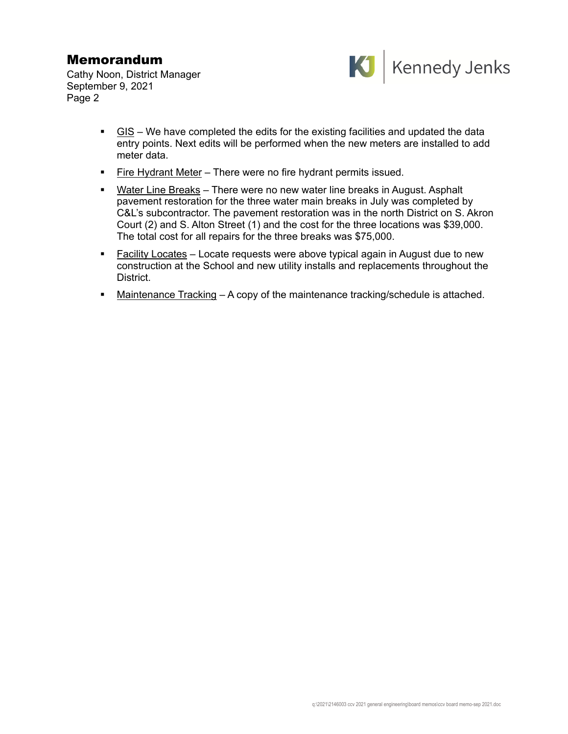- GIS – We have completed the edits for the existing facilities and updated the data entry points. Next edits will be performed when the new meters are installed to add meter data.
- Fire Hydrant Meter – There were no fire hydrant permits issued.
- Water Line Breaks – There were no new water line breaks in August. Asphalt pavement restoration for the three water main breaks in July was completed by C&L's subcontractor. The pavement restoration was in the north District on S. Akron Court (2) and S. Alton Street (1) and the cost for the three locations was $39,000. The total cost for all repairs for the three breaks was $75,000.
- Facility Locates – Locate requests were above typical again in August due to new construction at the School and new utility installs and replacements throughout the District.
- Maintenance Tracking – A copy of the maintenance tracking/schedule is attached.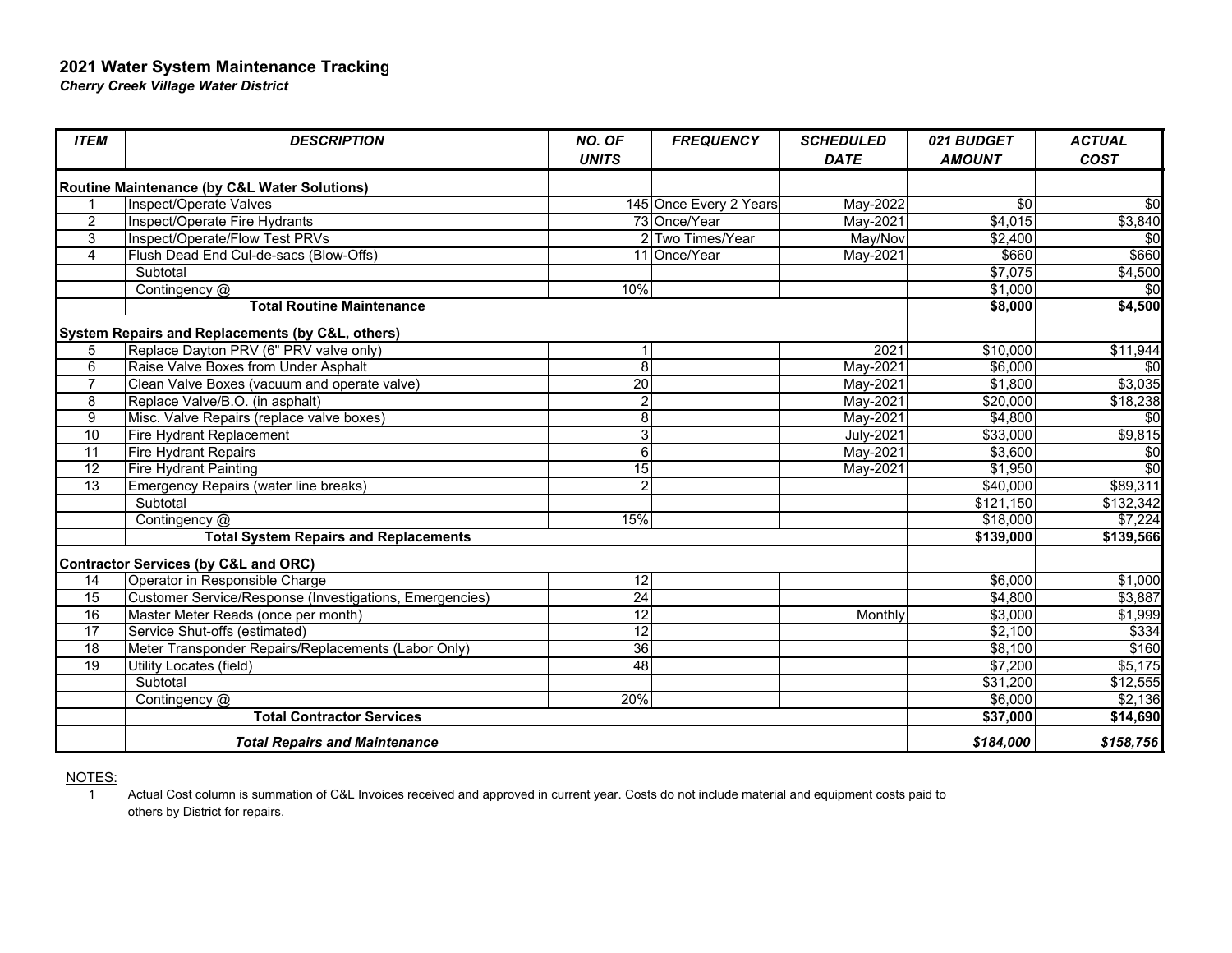## 2021 Water System Maintenance Tracking

*Cherry Creek Village Water District*

| ITEM | DESCRIPTION | NO. OF UNITS | FREQUENCY | SCHEDULED DATE | 021 BUDGET AMOUNT | ACTUAL COST |
|---|---|---|---|---|---|---|
| **Routine Maintenance (by C&L Water Solutions)** | | | | | | |
| 1 | Inspect/Operate Valves | 145 | Once Every 2 Years | May-2022 | $0 | $0 |
| 2 | Inspect/Operate Fire Hydrants | 73 | Once/Year | May-2021 | $4,015 | $3,840 |
| 3 | Inspect/Operate/Flow Test PRVs | 2 | Two Times/Year | May/Nov | $2,400 | $0 |
| 4 | Flush Dead End Cul-de-sacs (Blow-Offs) | 11 | Once/Year | May-2021 | $660 | $660 |
| | Subtotal | | | | $7,075 | $4,500 |
| | Contingency @ | 10% | | | $1,000 | $0 |
| | **Total Routine Maintenance** | | | | **$8,000** | **$4,500** |
| **System Repairs and Replacements (by C&L, others)** | | | | | | |
| 5 | Replace Dayton PRV (6" PRV valve only) | 1 | | 2021 | $10,000 | $11,944 |
| 6 | Raise Valve Boxes from Under Asphalt | 8 | | May-2021 | $6,000 | $0 |
| 7 | Clean Valve Boxes (vacuum and operate valve) | 20 | | May-2021 | $1,800 | $3,035 |
| 8 | Replace Valve/B.O. (in asphalt) | 2 | | May-2021 | $20,000 | $18,238 |
| 9 | Misc. Valve Repairs (replace valve boxes) | 8 | | May-2021 | $4,800 | $0 |
| 10 | Fire Hydrant Replacement | 3 | | July-2021 | $33,000 | $9,815 |
| 11 | Fire Hydrant Repairs | 6 | | May-2021 | $3,600 | $0 |
| 12 | Fire Hydrant Painting | 15 | | May-2021 | $1,950 | $0 |
| 13 | Emergency Repairs (water line breaks) | 2 | | | $40,000 | $89,311 |
| | Subtotal | | | | $121,150 | $132,342 |
| | Contingency @ | 15% | | | $18,000 | $7,224 |
| | **Total System Repairs and Replacements** | | | | **$139,000** | **$139,566** |
| **Contractor Services (by C&L and ORC)** | | | | | | |
| 14 | Operator in Responsible Charge | 12 | | | $6,000 | $1,000 |
| 15 | Customer Service/Response (Investigations, Emergencies) | 24 | | | $4,800 | $3,887 |
| 16 | Master Meter Reads (once per month) | 12 | | Monthly | $3,000 | $1,999 |
| 17 | Service Shut-offs (estimated) | 12 | | | $2,100 | $334 |
| 18 | Meter Transponder Repairs/Replacements (Labor Only) | 36 | | | $8,100 | $160 |
| 19 | Utility Locates (field) | 48 | | | $7,200 | $5,175 |
| | Subtotal | | | | $31,200 | $12,555 |
| | Contingency @ | 20% | | | $6,000 | $2,136 |
| | **Total Contractor Services** | | | | **$37,000** | **$14,690** |
| | ***Total Repairs and Maintenance*** | | | | ***$184,000*** | ***$158,756*** |

NOTES:

1 Actual Cost column is summation of C&L Invoices received and approved in current year. Costs do not include material and equipment costs paid to others by District for repairs.